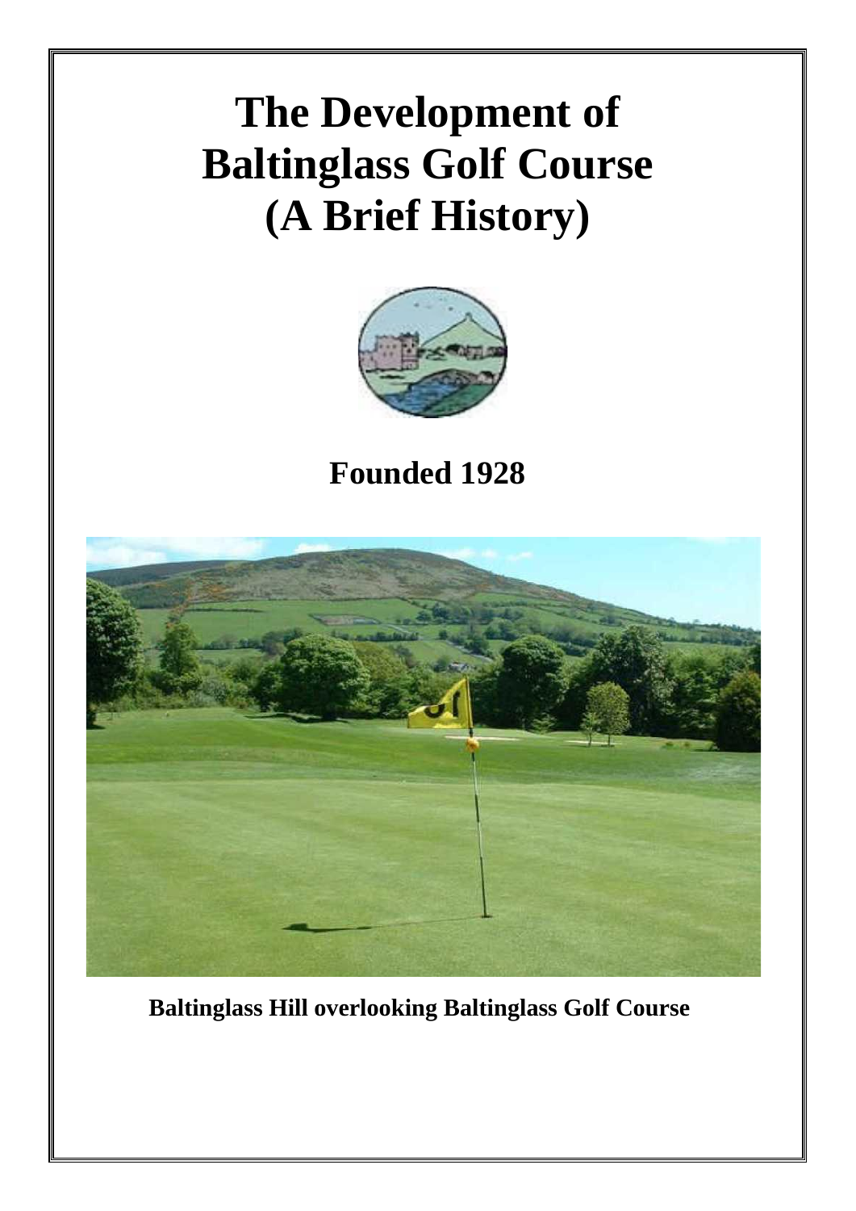# The Development of Baltinglass Golf Course (A Brief History)

## Founded 1928

**Baltinglass Hill overlooking Baltinglass Golf Course**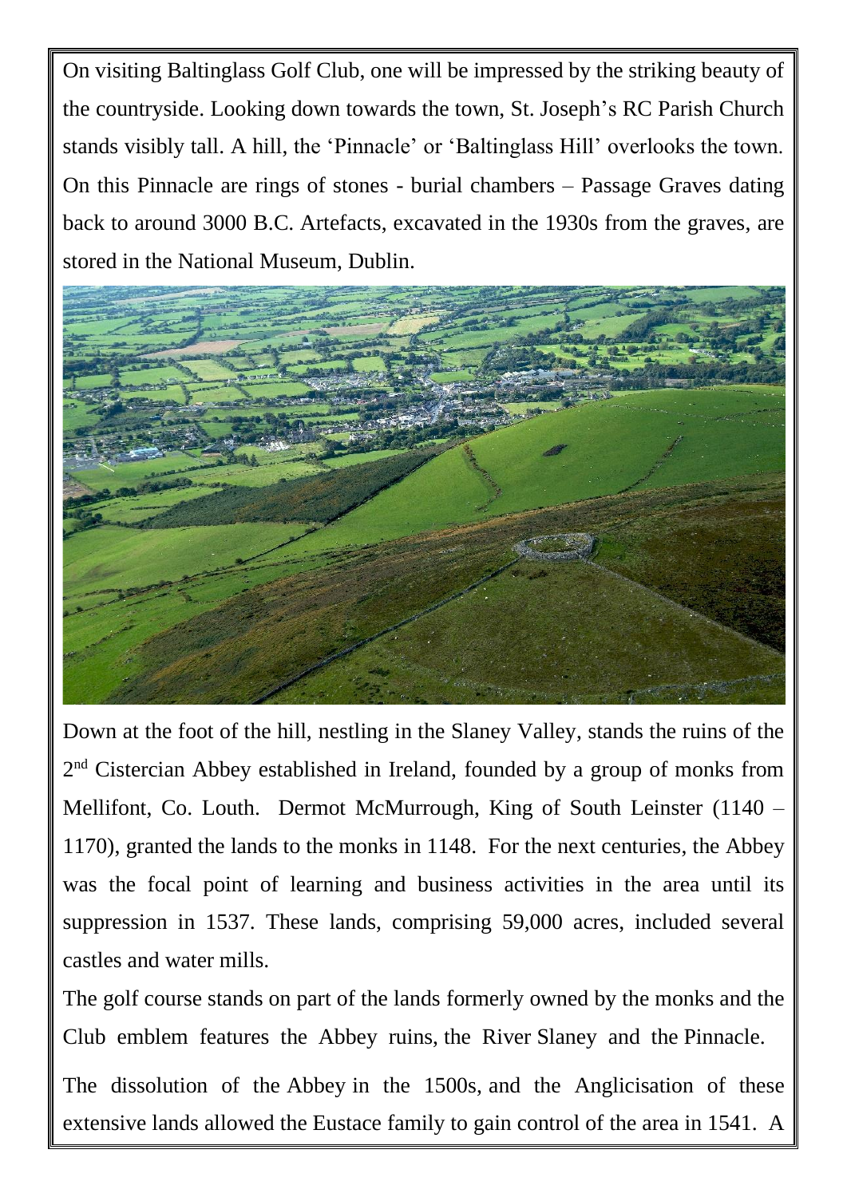On visiting Baltinglass Golf Club, one will be impressed by the striking beauty of the countryside. Looking down towards the town, St. Joseph's RC Parish Church stands visibly tall. A hill, the 'Pinnacle' or 'Baltinglass Hill' overlooks the town. On this Pinnacle are rings of stones - burial chambers – Passage Graves dating back to around 3000 B.C. Artefacts, excavated in the 1930s from the graves, are stored in the National Museum, Dublin.

Down at the foot of the hill, nestling in the Slaney Valley, stands the ruins of the 2nd Cistercian Abbey established in Ireland, founded by a group of monks from Mellifont, Co. Louth. Dermot McMurrough, King of South Leinster (1140 – 1170), granted the lands to the monks in 1148. For the next centuries, the Abbey was the focal point of learning and business activities in the area until its suppression in 1537. These lands, comprising 59,000 acres, included several castles and water mills.

The golf course stands on part of the lands formerly owned by the monks and the Club emblem features the Abbey ruins, the River Slaney and the Pinnacle.

The dissolution of the Abbey in the 1500s, and the Anglicisation of these extensive lands allowed the Eustace family to gain control of the area in 1541. A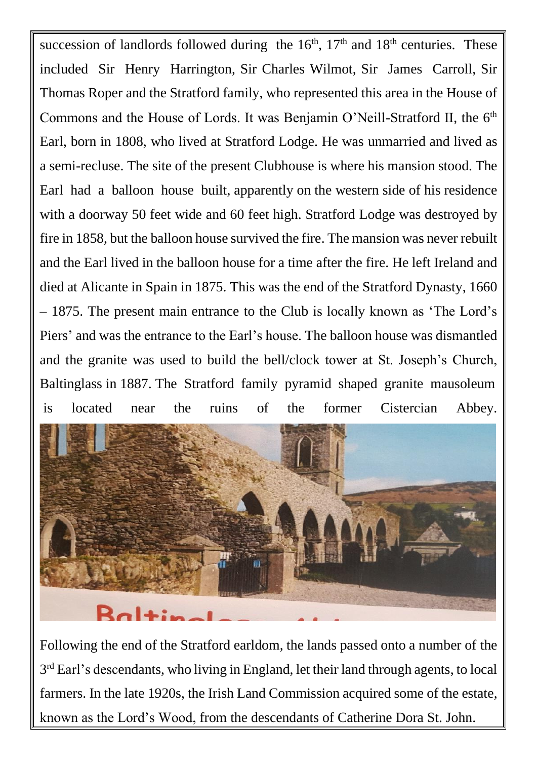succession of landlords followed during the 16th, 17th and 18th centuries. These included Sir Henry Harrington, Sir Charles Wilmot, Sir James Carroll, Sir Thomas Roper and the Stratford family, who represented this area in the House of Commons and the House of Lords. It was Benjamin O'Neill-Stratford II, the 6th Earl, born in 1808, who lived at Stratford Lodge. He was unmarried and lived as a semi-recluse. The site of the present Clubhouse is where his mansion stood. The Earl had a balloon house built, apparently on the western side of his residence with a doorway 50 feet wide and 60 feet high. Stratford Lodge was destroyed by fire in 1858, but the balloon house survived the fire. The mansion was never rebuilt and the Earl lived in the balloon house for a time after the fire. He left Ireland and died at Alicante in Spain in 1875. This was the end of the Stratford Dynasty, 1660 – 1875. The present main entrance to the Club is locally known as 'The Lord's Piers' and was the entrance to the Earl's house. The balloon house was dismantled and the granite was used to build the bell/clock tower at St. Joseph's Church, Baltinglass in 1887. The Stratford family pyramid shaped granite mausoleum is located near the ruins of the former Cistercian Abbey.

Following the end of the Stratford earldom, the lands passed onto a number of the 3rd Earl's descendants, who living in England, let their land through agents, to local farmers. In the late 1920s, the Irish Land Commission acquired some of the estate, known as the Lord's Wood, from the descendants of Catherine Dora St. John.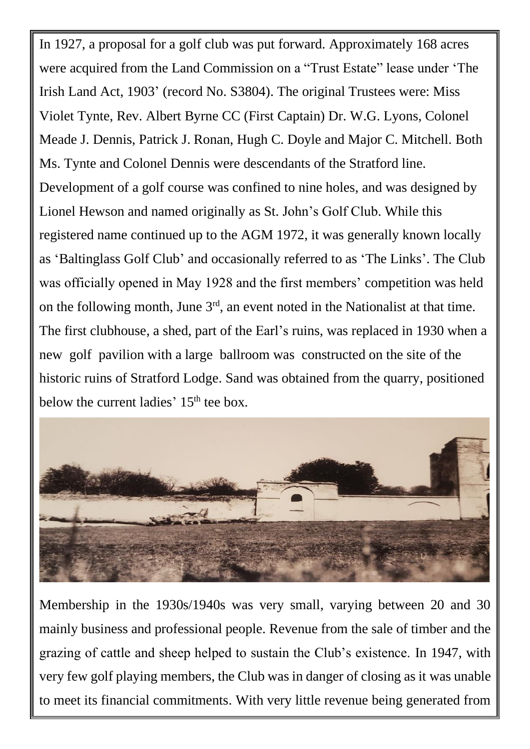In 1927, a proposal for a golf club was put forward. Approximately 168 acres were acquired from the Land Commission on a "Trust Estate" lease under 'The Irish Land Act, 1903' (record No. S3804). The original Trustees were: Miss Violet Tynte, Rev. Albert Byrne CC (First Captain) Dr. W.G. Lyons, Colonel Meade J. Dennis, Patrick J. Ronan, Hugh C. Doyle and Major C. Mitchell. Both Ms. Tynte and Colonel Dennis were descendants of the Stratford line. Development of a golf course was confined to nine holes, and was designed by Lionel Hewson and named originally as St. John's Golf Club. While this registered name continued up to the AGM 1972, it was generally known locally as 'Baltinglass Golf Club' and occasionally referred to as 'The Links'. The Club was officially opened in May 1928 and the first members' competition was held on the following month, June 3rd, an event noted in the Nationalist at that time. The first clubhouse, a shed, part of the Earl's ruins, was replaced in 1930 when a new golf pavilion with a large ballroom was constructed on the site of the historic ruins of Stratford Lodge. Sand was obtained from the quarry, positioned below the current ladies' 15th tee box.

Membership in the 1930s/1940s was very small, varying between 20 and 30 mainly business and professional people. Revenue from the sale of timber and the grazing of cattle and sheep helped to sustain the Club's existence. In 1947, with very few golf playing members, the Club was in danger of closing as it was unable to meet its financial commitments. With very little revenue being generated from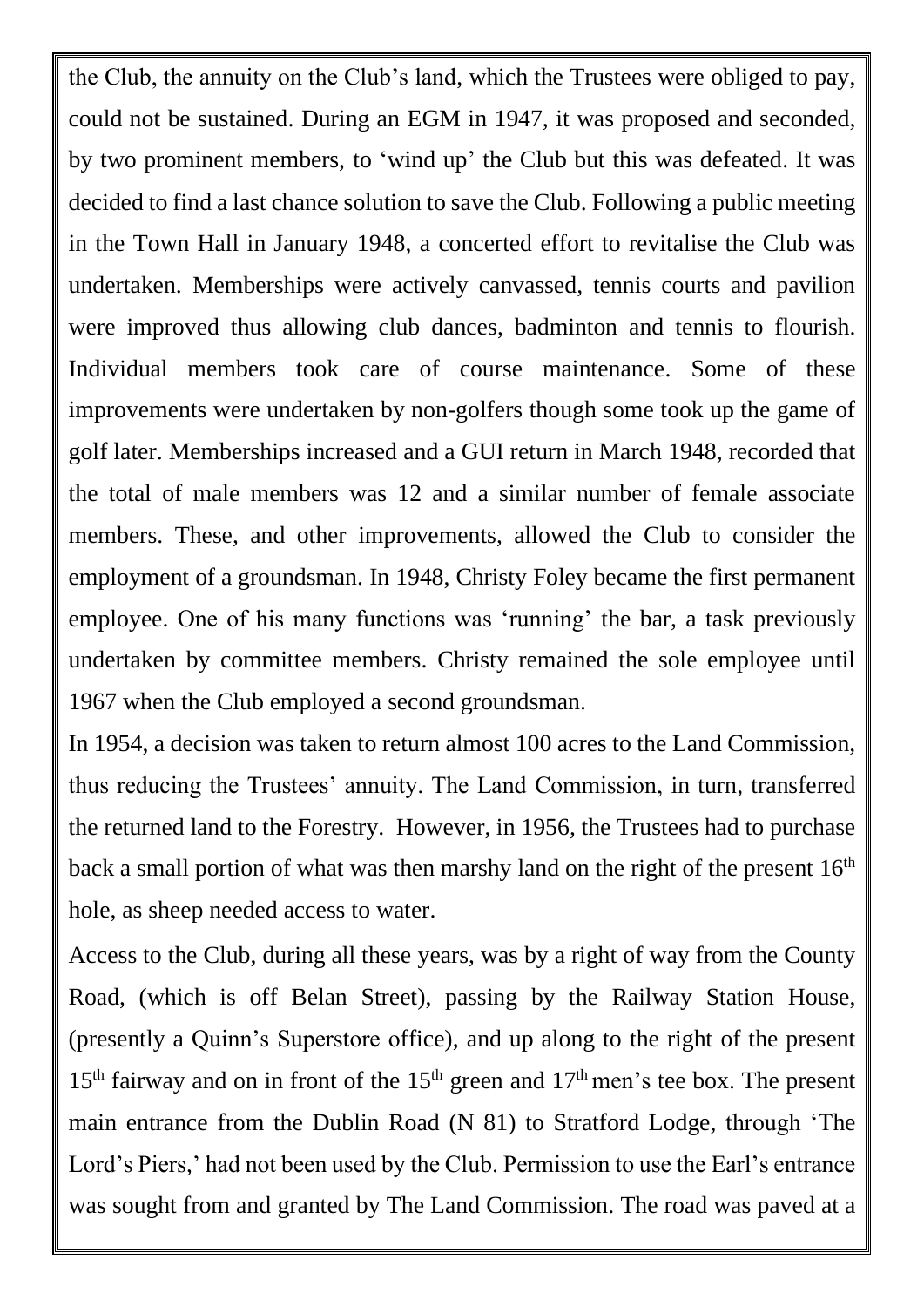the Club, the annuity on the Club's land, which the Trustees were obliged to pay, could not be sustained. During an EGM in 1947, it was proposed and seconded, by two prominent members, to 'wind up' the Club but this was defeated. It was decided to find a last chance solution to save the Club. Following a public meeting in the Town Hall in January 1948, a concerted effort to revitalise the Club was undertaken. Memberships were actively canvassed, tennis courts and pavilion were improved thus allowing club dances, badminton and tennis to flourish. Individual members took care of course maintenance. Some of these improvements were undertaken by non-golfers though some took up the game of golf later. Memberships increased and a GUI return in March 1948, recorded that the total of male members was 12 and a similar number of female associate members. These, and other improvements, allowed the Club to consider the employment of a groundsman. In 1948, Christy Foley became the first permanent employee. One of his many functions was 'running' the bar, a task previously undertaken by committee members. Christy remained the sole employee until 1967 when the Club employed a second groundsman.

In 1954, a decision was taken to return almost 100 acres to the Land Commission, thus reducing the Trustees' annuity. The Land Commission, in turn, transferred the returned land to the Forestry. However, in 1956, the Trustees had to purchase back a small portion of what was then marshy land on the right of the present 16th hole, as sheep needed access to water.

Access to the Club, during all these years, was by a right of way from the County Road, (which is off Belan Street), passing by the Railway Station House, (presently a Quinn's Superstore office), and up along to the right of the present 15th fairway and on in front of the 15th green and 17th men's tee box. The present main entrance from the Dublin Road (N 81) to Stratford Lodge, through 'The Lord's Piers,' had not been used by the Club. Permission to use the Earl's entrance was sought from and granted by The Land Commission. The road was paved at a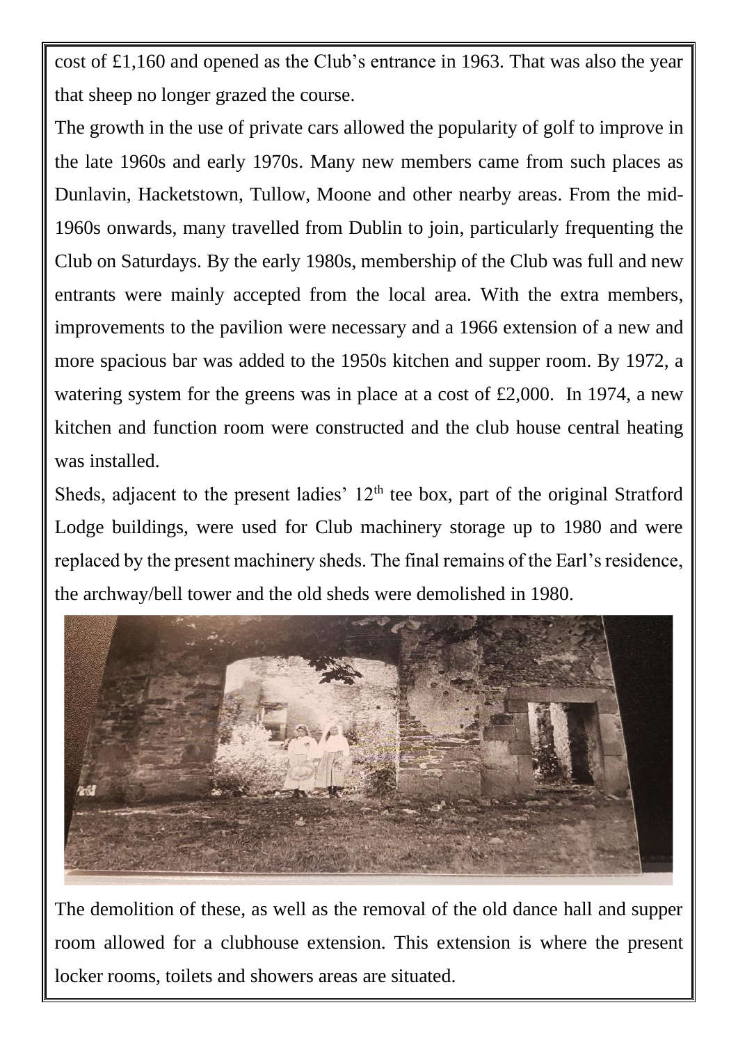cost of £1,160 and opened as the Club's entrance in 1963. That was also the year that sheep no longer grazed the course.

The growth in the use of private cars allowed the popularity of golf to improve in the late 1960s and early 1970s. Many new members came from such places as Dunlavin, Hacketstown, Tullow, Moone and other nearby areas. From the mid-1960s onwards, many travelled from Dublin to join, particularly frequenting the Club on Saturdays. By the early 1980s, membership of the Club was full and new entrants were mainly accepted from the local area. With the extra members, improvements to the pavilion were necessary and a 1966 extension of a new and more spacious bar was added to the 1950s kitchen and supper room. By 1972, a watering system for the greens was in place at a cost of £2,000. In 1974, a new kitchen and function room were constructed and the club house central heating was installed.

Sheds, adjacent to the present ladies' 12th tee box, part of the original Stratford Lodge buildings, were used for Club machinery storage up to 1980 and were replaced by the present machinery sheds. The final remains of the Earl's residence, the archway/bell tower and the old sheds were demolished in 1980.

The demolition of these, as well as the removal of the old dance hall and supper room allowed for a clubhouse extension. This extension is where the present locker rooms, toilets and showers areas are situated.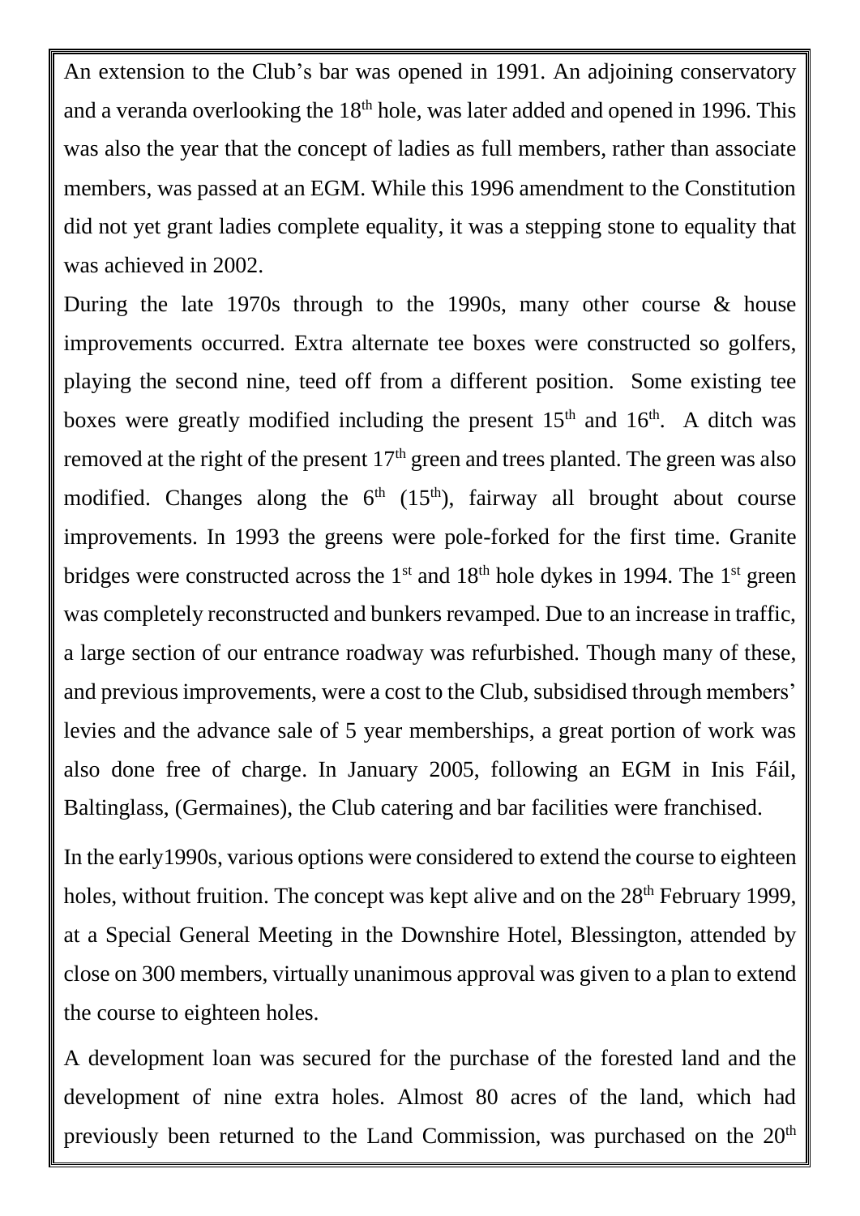An extension to the Club's bar was opened in 1991. An adjoining conservatory and a veranda overlooking the 18th hole, was later added and opened in 1996. This was also the year that the concept of ladies as full members, rather than associate members, was passed at an EGM. While this 1996 amendment to the Constitution did not yet grant ladies complete equality, it was a stepping stone to equality that was achieved in 2002.

During the late 1970s through to the 1990s, many other course & house improvements occurred. Extra alternate tee boxes were constructed so golfers, playing the second nine, teed off from a different position. Some existing tee boxes were greatly modified including the present 15th and 16th. A ditch was removed at the right of the present 17th green and trees planted. The green was also modified. Changes along the 6th (15th), fairway all brought about course improvements. In 1993 the greens were pole-forked for the first time. Granite bridges were constructed across the 1st and 18th hole dykes in 1994. The 1st green was completely reconstructed and bunkers revamped. Due to an increase in traffic, a large section of our entrance roadway was refurbished. Though many of these, and previous improvements, were a cost to the Club, subsidised through members' levies and the advance sale of 5 year memberships, a great portion of work was also done free of charge. In January 2005, following an EGM in Inis Fáil, Baltinglass, (Germaines), the Club catering and bar facilities were franchised.

In the early1990s, various options were considered to extend the course to eighteen holes, without fruition. The concept was kept alive and on the 28th February 1999, at a Special General Meeting in the Downshire Hotel, Blessington, attended by close on 300 members, virtually unanimous approval was given to a plan to extend the course to eighteen holes.

A development loan was secured for the purchase of the forested land and the development of nine extra holes. Almost 80 acres of the land, which had previously been returned to the Land Commission, was purchased on the 20th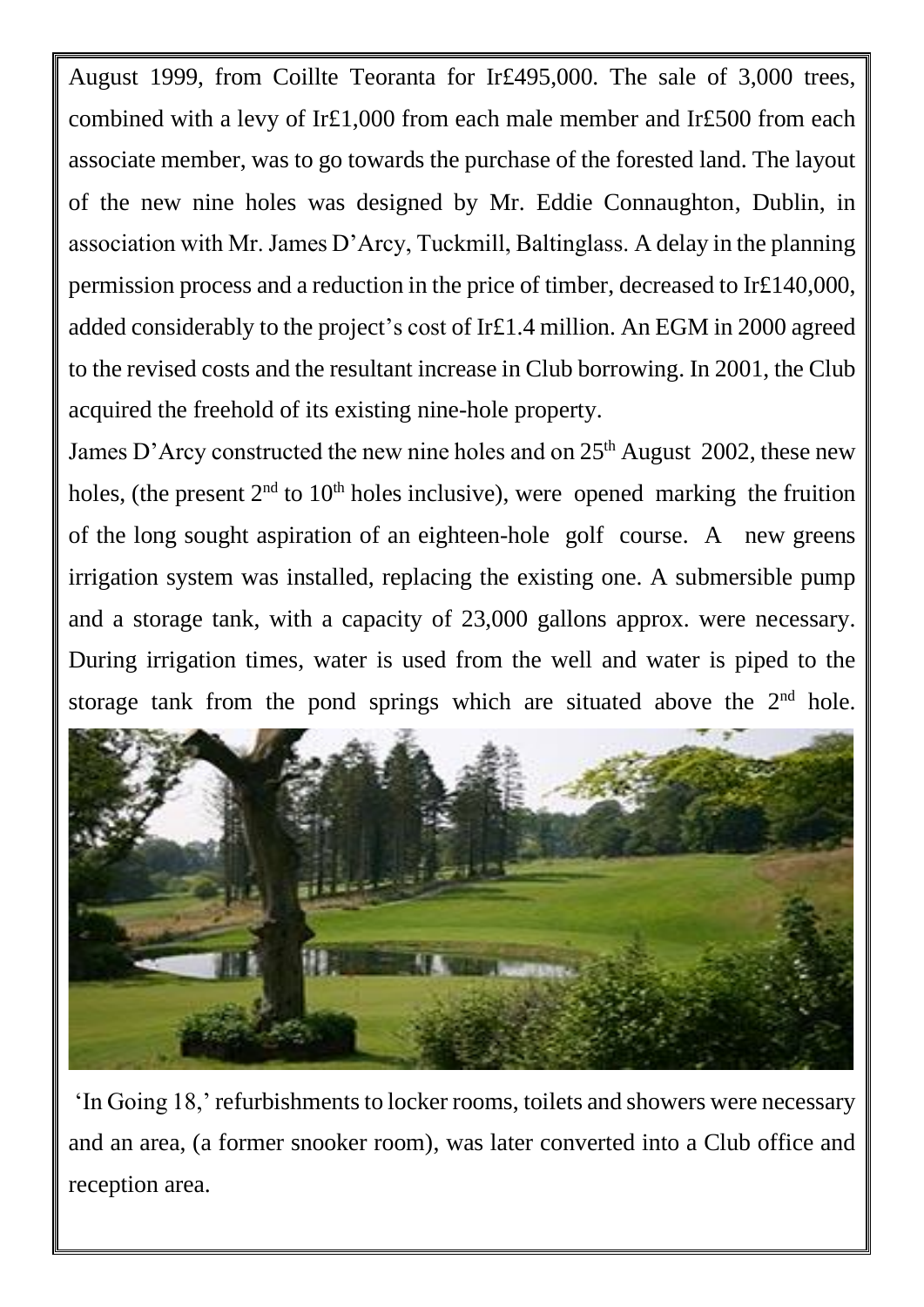August 1999, from Coillte Teoranta for Ir£495,000. The sale of 3,000 trees, combined with a levy of Ir£1,000 from each male member and Ir£500 from each associate member, was to go towards the purchase of the forested land. The layout of the new nine holes was designed by Mr. Eddie Connaughton, Dublin, in association with Mr. James D'Arcy, Tuckmill, Baltinglass. A delay in the planning permission process and a reduction in the price of timber, decreased to Ir£140,000, added considerably to the project's cost of Ir£1.4 million. An EGM in 2000 agreed to the revised costs and the resultant increase in Club borrowing. In 2001, the Club acquired the freehold of its existing nine-hole property.

James D'Arcy constructed the new nine holes and on 25th August 2002, these new holes, (the present 2nd to 10th holes inclusive), were opened marking the fruition of the long sought aspiration of an eighteen-hole golf course. A new greens irrigation system was installed, replacing the existing one. A submersible pump and a storage tank, with a capacity of 23,000 gallons approx. were necessary. During irrigation times, water is used from the well and water is piped to the storage tank from the pond springs which are situated above the 2nd hole.

'In Going 18,' refurbishments to locker rooms, toilets and showers were necessary and an area, (a former snooker room), was later converted into a Club office and reception area.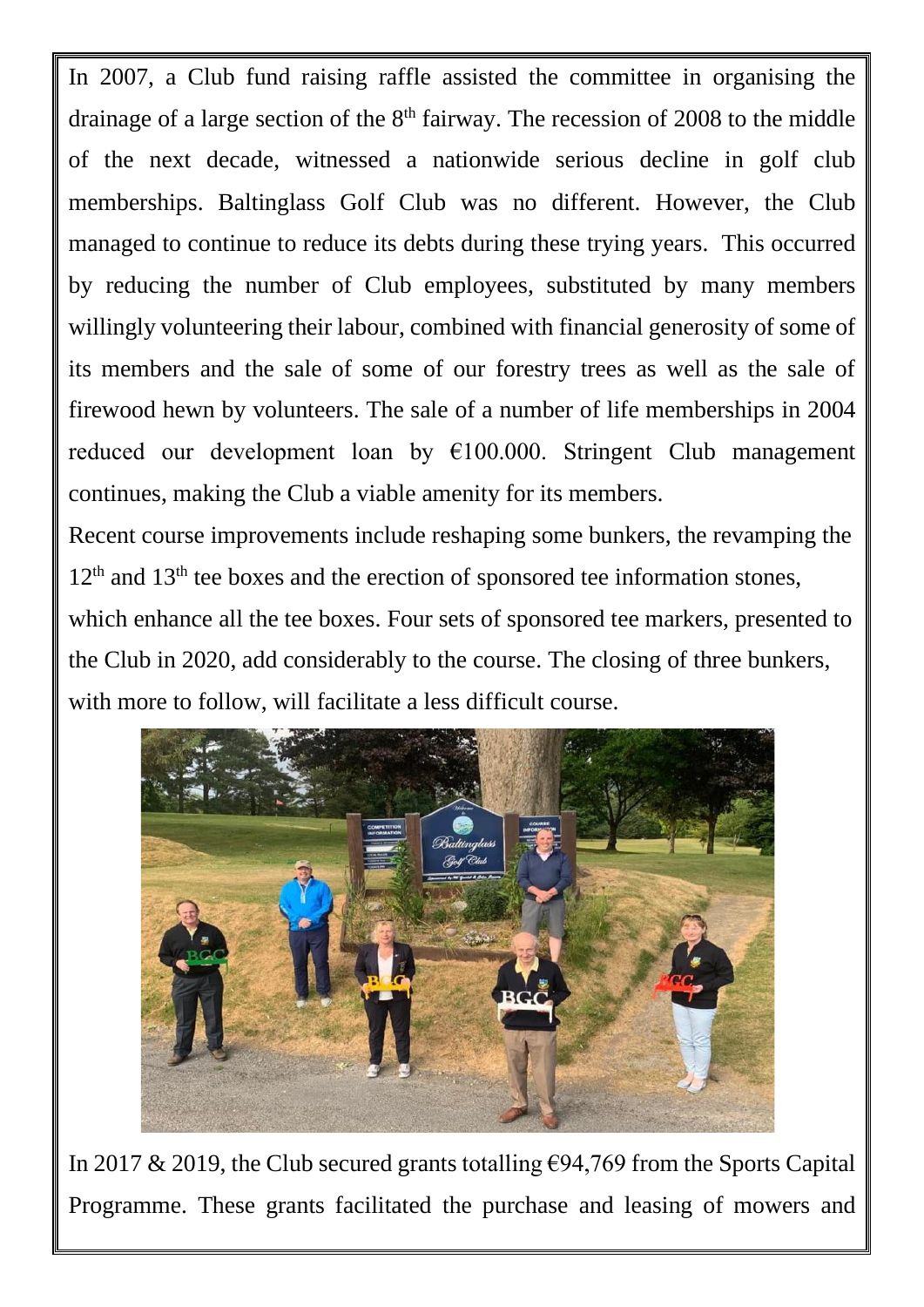In 2007, a Club fund raising raffle assisted the committee in organising the drainage of a large section of the 8th fairway. The recession of 2008 to the middle of the next decade, witnessed a nationwide serious decline in golf club memberships. Baltinglass Golf Club was no different. However, the Club managed to continue to reduce its debts during these trying years. This occurred by reducing the number of Club employees, substituted by many members willingly volunteering their labour, combined with financial generosity of some of its members and the sale of some of our forestry trees as well as the sale of firewood hewn by volunteers. The sale of a number of life memberships in 2004 reduced our development loan by €100.000. Stringent Club management continues, making the Club a viable amenity for its members.

Recent course improvements include reshaping some bunkers, the revamping the 12th and 13th tee boxes and the erection of sponsored tee information stones, which enhance all the tee boxes. Four sets of sponsored tee markers, presented to the Club in 2020, add considerably to the course. The closing of three bunkers, with more to follow, will facilitate a less difficult course.

In 2017 & 2019, the Club secured grants totalling €94,769 from the Sports Capital Programme. These grants facilitated the purchase and leasing of mowers and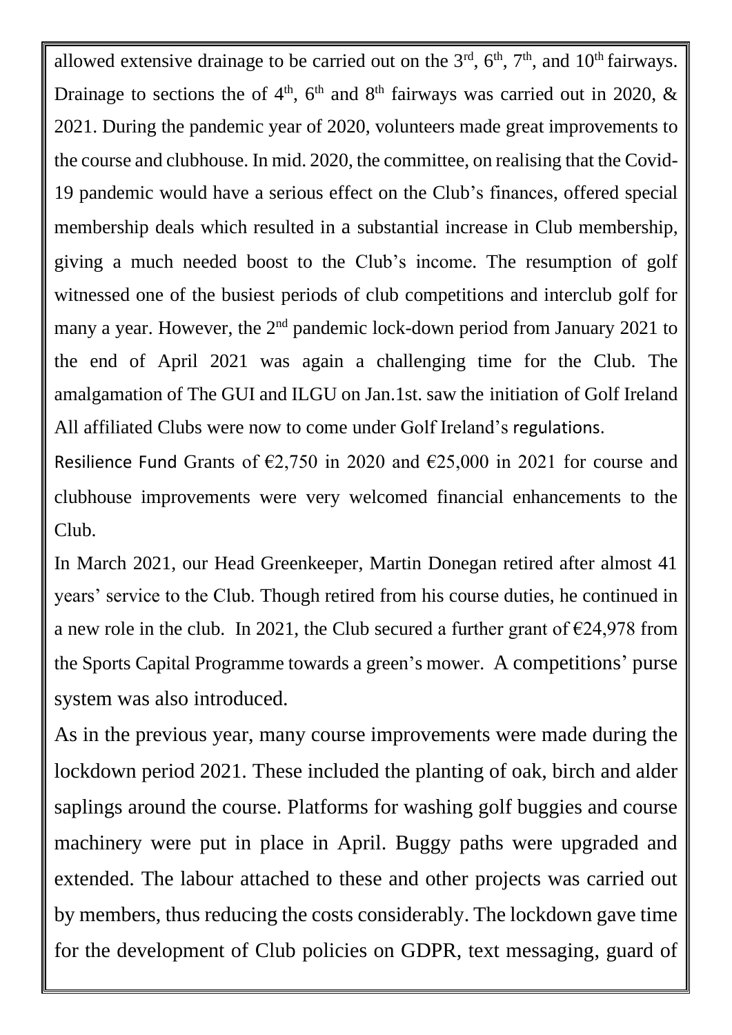allowed extensive drainage to be carried out on the 3rd, 6th, 7th, and 10th fairways. Drainage to sections the of 4th, 6th and 8th fairways was carried out in 2020, & 2021. During the pandemic year of 2020, volunteers made great improvements to the course and clubhouse. In mid. 2020, the committee, on realising that the Covid-19 pandemic would have a serious effect on the Club's finances, offered special membership deals which resulted in a substantial increase in Club membership, giving a much needed boost to the Club's income. The resumption of golf witnessed one of the busiest periods of club competitions and interclub golf for many a year. However, the 2nd pandemic lock-down period from January 2021 to the end of April 2021 was again a challenging time for the Club. The amalgamation of The GUI and ILGU on Jan.1st. saw the initiation of Golf Ireland All affiliated Clubs were now to come under Golf Ireland's regulations.

Resilience Fund Grants of €2,750 in 2020 and €25,000 in 2021 for course and clubhouse improvements were very welcomed financial enhancements to the Club.

In March 2021, our Head Greenkeeper, Martin Donegan retired after almost 41 years' service to the Club. Though retired from his course duties, he continued in a new role in the club. In 2021, the Club secured a further grant of €24,978 from the Sports Capital Programme towards a green's mower. A competitions' purse system was also introduced.

As in the previous year, many course improvements were made during the lockdown period 2021. These included the planting of oak, birch and alder saplings around the course. Platforms for washing golf buggies and course machinery were put in place in April. Buggy paths were upgraded and extended. The labour attached to these and other projects was carried out by members, thus reducing the costs considerably. The lockdown gave time for the development of Club policies on GDPR, text messaging, guard of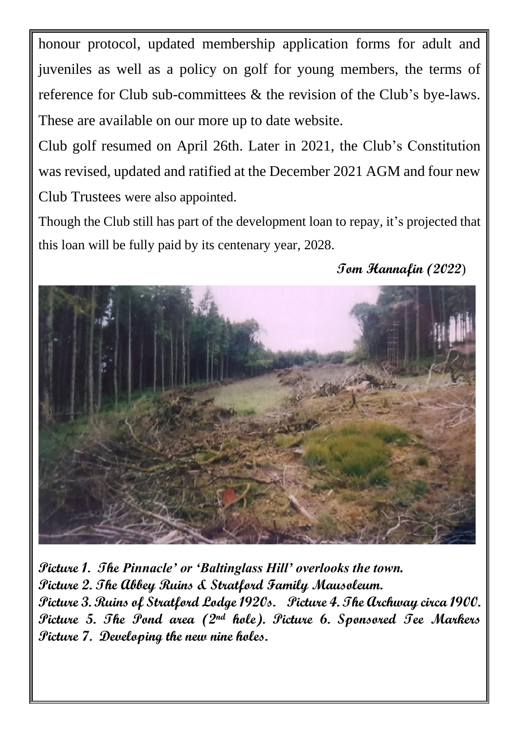honour protocol, updated membership application forms for adult and juveniles as well as a policy on golf for young members, the terms of reference for Club sub-committees & the revision of the Club's bye-laws. These are available on our more up to date website.

Club golf resumed on April 26th. Later in 2021, the Club's Constitution was revised, updated and ratified at the December 2021 AGM and four new Club Trustees were also appointed.

Though the Club still has part of the development loan to repay, it's projected that this loan will be fully paid by its centenary year, 2028.

**Tom Hannafin (2022)**

***Picture 1. The Pinnacle' or 'Baltinglass Hill' overlooks the town.***
***Picture 2. The Abbey Ruins & Stratford Family Mausoleum.***
***Picture 3. Ruins of Stratford Lodge 1920s. Picture 4. The Archway circa 1900.***
***Picture 5. The Pond area (2nd hole). Picture 6. Sponsored Tee Markers***
***Picture 7. Developing the new nine holes.***